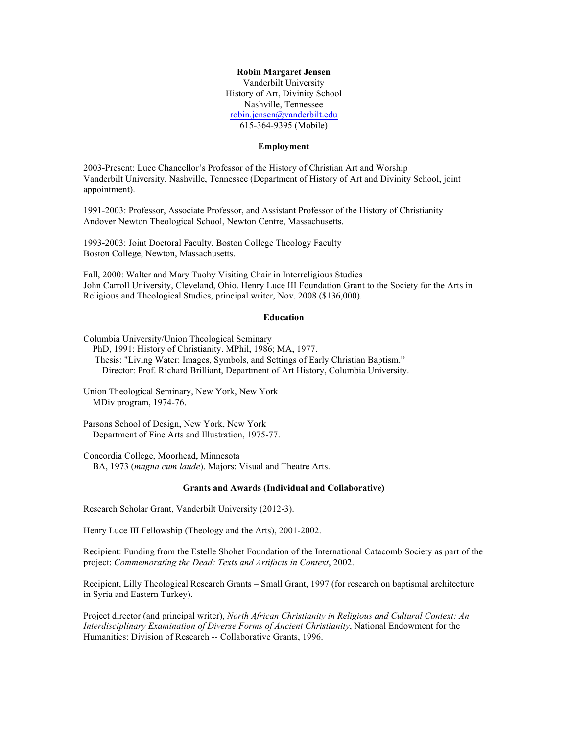**Robin Margaret Jensen**
Vanderbilt University
History of Art, Divinity School
Nashville, Tennessee
robin.jensen@vanderbilt.edu
615-364-9395 (Mobile)

## Employment

2003-Present: Luce Chancellor's Professor of the History of Christian Art and Worship
Vanderbilt University, Nashville, Tennessee (Department of History of Art and Divinity School, joint appointment).

1991-2003: Professor, Associate Professor, and Assistant Professor of the History of Christianity
Andover Newton Theological School, Newton Centre, Massachusetts.

1993-2003: Joint Doctoral Faculty, Boston College Theology Faculty
Boston College, Newton, Massachusetts.

Fall, 2000: Walter and Mary Tuohy Visiting Chair in Interreligious Studies
John Carroll University, Cleveland, Ohio. Henry Luce III Foundation Grant to the Society for the Arts in Religious and Theological Studies, principal writer, Nov. 2008 ($136,000).

## Education

Columbia University/Union Theological Seminary
PhD, 1991: History of Christianity. MPhil, 1986; MA, 1977.
Thesis: "Living Water: Images, Symbols, and Settings of Early Christian Baptism."
Director: Prof. Richard Brilliant, Department of Art History, Columbia University.

Union Theological Seminary, New York, New York
MDiv program, 1974-76.

Parsons School of Design, New York, New York
Department of Fine Arts and Illustration, 1975-77.

Concordia College, Moorhead, Minnesota
BA, 1973 (*magna cum laude*). Majors: Visual and Theatre Arts.

## Grants and Awards (Individual and Collaborative)

Research Scholar Grant, Vanderbilt University (2012-3).

Henry Luce III Fellowship (Theology and the Arts), 2001-2002.

Recipient: Funding from the Estelle Shohet Foundation of the International Catacomb Society as part of the project: *Commemorating the Dead: Texts and Artifacts in Context*, 2002.

Recipient, Lilly Theological Research Grants – Small Grant, 1997 (for research on baptismal architecture in Syria and Eastern Turkey).

Project director (and principal writer), *North African Christianity in Religious and Cultural Context: An Interdisciplinary Examination of Diverse Forms of Ancient Christianity*, National Endowment for the Humanities: Division of Research -- Collaborative Grants, 1996.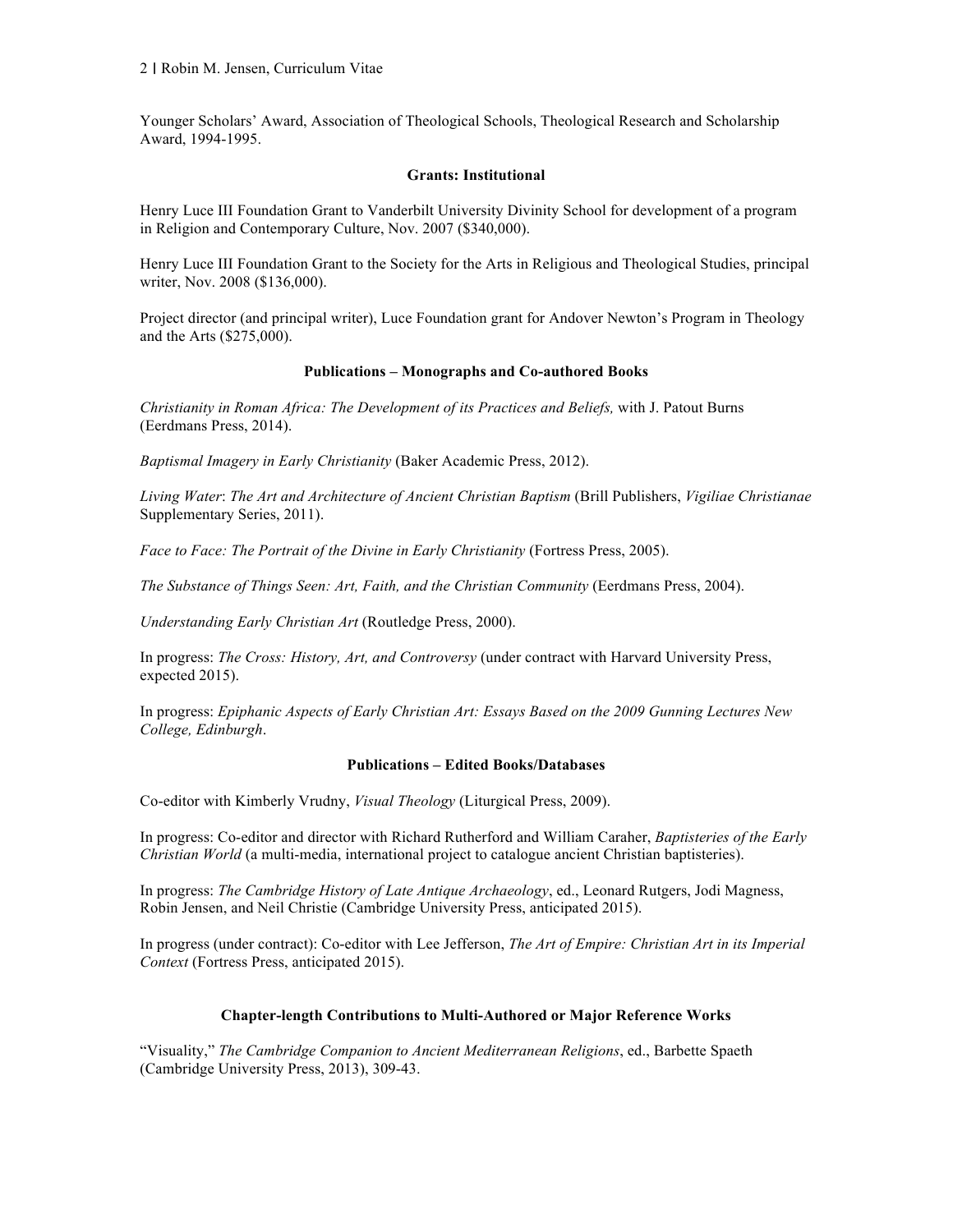Younger Scholars' Award, Association of Theological Schools, Theological Research and Scholarship Award, 1994-1995.

**Grants: Institutional**

Henry Luce III Foundation Grant to Vanderbilt University Divinity School for development of a program in Religion and Contemporary Culture, Nov. 2007 ($340,000).

Henry Luce III Foundation Grant to the Society for the Arts in Religious and Theological Studies, principal writer, Nov. 2008 ($136,000).

Project director (and principal writer), Luce Foundation grant for Andover Newton's Program in Theology and the Arts ($275,000).

**Publications – Monographs and Co-authored Books**

*Christianity in Roman Africa: The Development of its Practices and Beliefs,* with J. Patout Burns (Eerdmans Press, 2014).

*Baptismal Imagery in Early Christianity* (Baker Academic Press, 2012).

*Living Water*: *The Art and Architecture of Ancient Christian Baptism* (Brill Publishers, *Vigiliae Christianae* Supplementary Series, 2011).

*Face to Face: The Portrait of the Divine in Early Christianity* (Fortress Press, 2005).

*The Substance of Things Seen: Art, Faith, and the Christian Community* (Eerdmans Press, 2004).

*Understanding Early Christian Art* (Routledge Press, 2000).

In progress: *The Cross: History, Art, and Controversy* (under contract with Harvard University Press, expected 2015).

In progress: *Epiphanic Aspects of Early Christian Art: Essays Based on the 2009 Gunning Lectures New College, Edinburgh*.

**Publications – Edited Books/Databases**

Co-editor with Kimberly Vrudny, *Visual Theology* (Liturgical Press, 2009).

In progress: Co-editor and director with Richard Rutherford and William Caraher, *Baptisteries of the Early Christian World* (a multi-media, international project to catalogue ancient Christian baptisteries).

In progress: *The Cambridge History of Late Antique Archaeology*, ed., Leonard Rutgers, Jodi Magness, Robin Jensen, and Neil Christie (Cambridge University Press, anticipated 2015).

In progress (under contract): Co-editor with Lee Jefferson, *The Art of Empire: Christian Art in its Imperial Context* (Fortress Press, anticipated 2015).

**Chapter-length Contributions to Multi-Authored or Major Reference Works**

"Visuality," *The Cambridge Companion to Ancient Mediterranean Religions*, ed., Barbette Spaeth (Cambridge University Press, 2013), 309-43.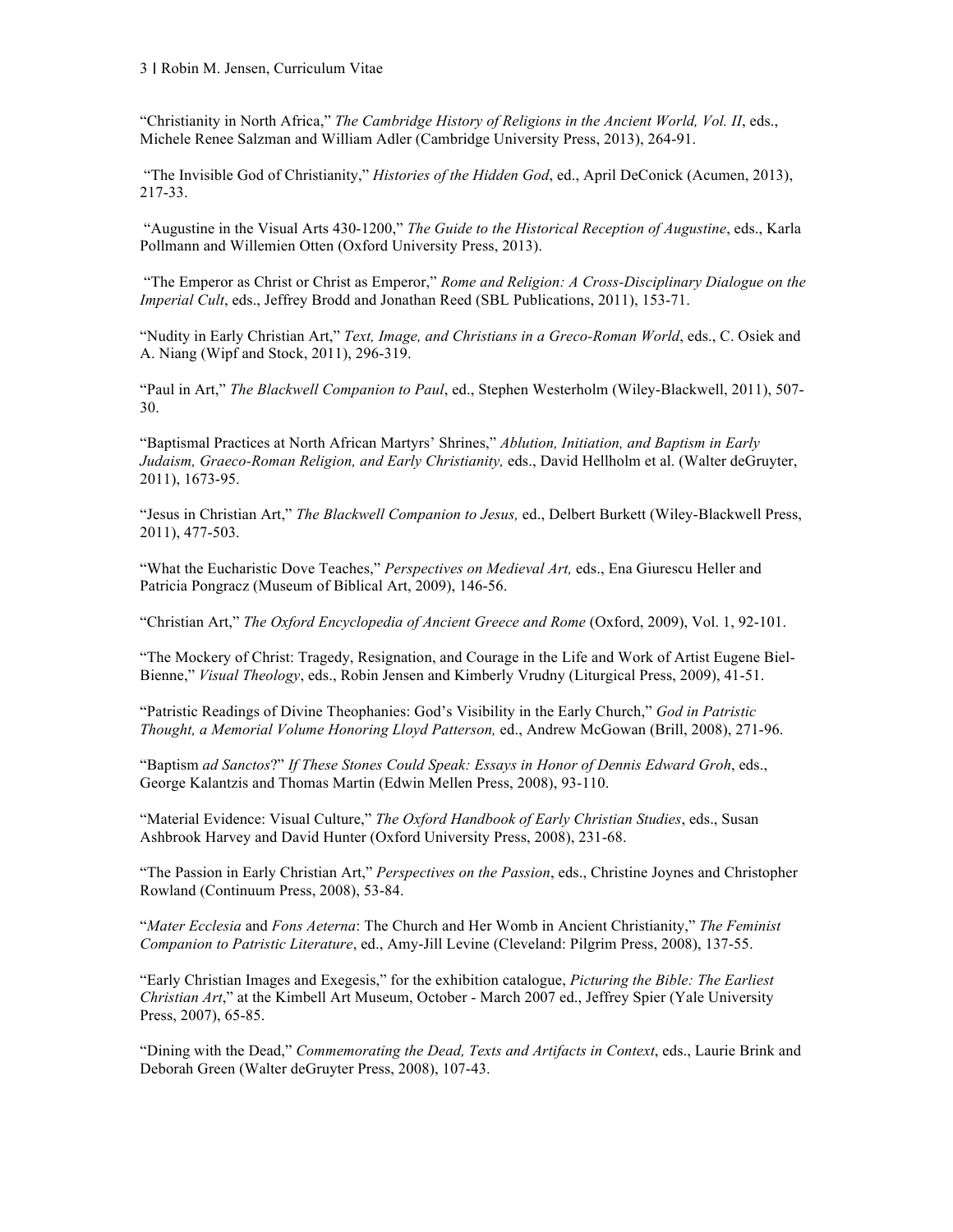"Christianity in North Africa," *The Cambridge History of Religions in the Ancient World, Vol. II*, eds., Michele Renee Salzman and William Adler (Cambridge University Press, 2013), 264-91.

"The Invisible God of Christianity," *Histories of the Hidden God*, ed., April DeConick (Acumen, 2013), 217-33.

"Augustine in the Visual Arts 430-1200," *The Guide to the Historical Reception of Augustine*, eds., Karla Pollmann and Willemien Otten (Oxford University Press, 2013).

"The Emperor as Christ or Christ as Emperor," *Rome and Religion: A Cross-Disciplinary Dialogue on the Imperial Cult*, eds., Jeffrey Brodd and Jonathan Reed (SBL Publications, 2011), 153-71.

"Nudity in Early Christian Art," *Text, Image, and Christians in a Greco-Roman World*, eds., C. Osiek and A. Niang (Wipf and Stock, 2011), 296-319.

"Paul in Art," *The Blackwell Companion to Paul*, ed., Stephen Westerholm (Wiley-Blackwell, 2011), 507-30.

"Baptismal Practices at North African Martyrs' Shrines," *Ablution, Initiation, and Baptism in Early Judaism, Graeco-Roman Religion, and Early Christianity,* eds., David Hellholm et al. (Walter deGruyter, 2011), 1673-95.

"Jesus in Christian Art," *The Blackwell Companion to Jesus,* ed., Delbert Burkett (Wiley-Blackwell Press, 2011), 477-503.

"What the Eucharistic Dove Teaches," *Perspectives on Medieval Art,* eds., Ena Giurescu Heller and Patricia Pongracz (Museum of Biblical Art, 2009), 146-56.

"Christian Art," *The Oxford Encyclopedia of Ancient Greece and Rome* (Oxford, 2009), Vol. 1, 92-101.

"The Mockery of Christ: Tragedy, Resignation, and Courage in the Life and Work of Artist Eugene Biel-Bienne," *Visual Theology*, eds., Robin Jensen and Kimberly Vrudny (Liturgical Press, 2009), 41-51.

"Patristic Readings of Divine Theophanies: God's Visibility in the Early Church," *God in Patristic Thought, a Memorial Volume Honoring Lloyd Patterson,* ed., Andrew McGowan (Brill, 2008), 271-96.

"Baptism *ad Sanctos*?" *If These Stones Could Speak: Essays in Honor of Dennis Edward Groh*, eds., George Kalantzis and Thomas Martin (Edwin Mellen Press, 2008), 93-110.

"Material Evidence: Visual Culture," *The Oxford Handbook of Early Christian Studies*, eds., Susan Ashbrook Harvey and David Hunter (Oxford University Press, 2008), 231-68.

"The Passion in Early Christian Art," *Perspectives on the Passion*, eds., Christine Joynes and Christopher Rowland (Continuum Press, 2008), 53-84.

"*Mater Ecclesia* and *Fons Aeterna*: The Church and Her Womb in Ancient Christianity," *The Feminist Companion to Patristic Literature*, ed., Amy-Jill Levine (Cleveland: Pilgrim Press, 2008), 137-55.

"Early Christian Images and Exegesis," for the exhibition catalogue, *Picturing the Bible: The Earliest Christian Art*," at the Kimbell Art Museum, October - March 2007 ed., Jeffrey Spier (Yale University Press, 2007), 65-85.

"Dining with the Dead," *Commemorating the Dead, Texts and Artifacts in Context*, eds., Laurie Brink and Deborah Green (Walter deGruyter Press, 2008), 107-43.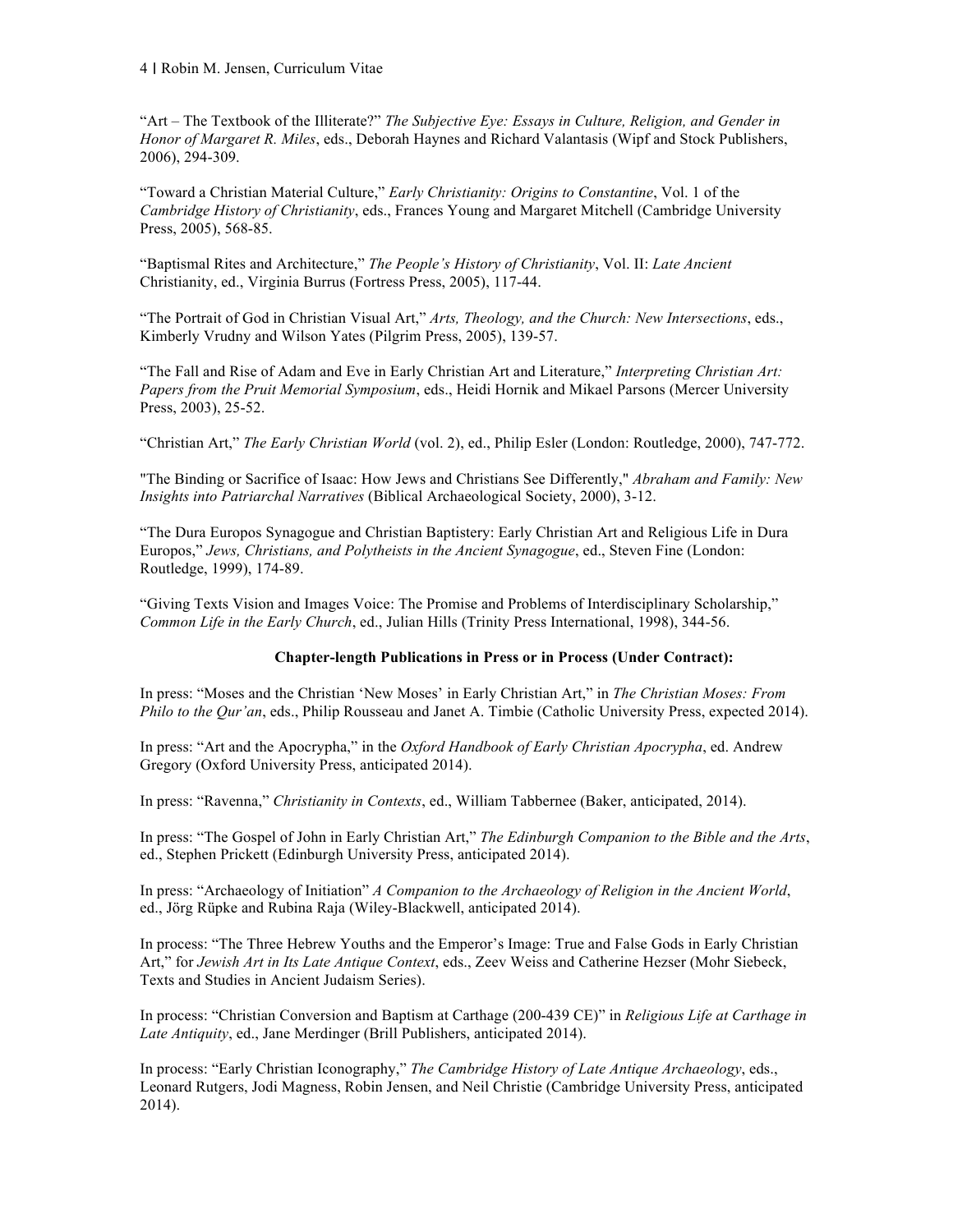"Art – The Textbook of the Illiterate?" *The Subjective Eye: Essays in Culture, Religion, and Gender in Honor of Margaret R. Miles*, eds., Deborah Haynes and Richard Valantasis (Wipf and Stock Publishers, 2006), 294-309.

"Toward a Christian Material Culture," *Early Christianity: Origins to Constantine*, Vol. 1 of the *Cambridge History of Christianity*, eds., Frances Young and Margaret Mitchell (Cambridge University Press, 2005), 568-85.

"Baptismal Rites and Architecture," *The People's History of Christianity*, Vol. II: *Late Ancient* Christianity, ed., Virginia Burrus (Fortress Press, 2005), 117-44.

"The Portrait of God in Christian Visual Art," *Arts, Theology, and the Church: New Intersections*, eds., Kimberly Vrudny and Wilson Yates (Pilgrim Press, 2005), 139-57.

"The Fall and Rise of Adam and Eve in Early Christian Art and Literature," *Interpreting Christian Art: Papers from the Pruit Memorial Symposium*, eds., Heidi Hornik and Mikael Parsons (Mercer University Press, 2003), 25-52.

"Christian Art," *The Early Christian World* (vol. 2), ed., Philip Esler (London: Routledge, 2000), 747-772.

"The Binding or Sacrifice of Isaac: How Jews and Christians See Differently," *Abraham and Family: New Insights into Patriarchal Narratives* (Biblical Archaeological Society, 2000), 3-12.

"The Dura Europos Synagogue and Christian Baptistery: Early Christian Art and Religious Life in Dura Europos," *Jews, Christians, and Polytheists in the Ancient Synagogue*, ed., Steven Fine (London: Routledge, 1999), 174-89.

"Giving Texts Vision and Images Voice: The Promise and Problems of Interdisciplinary Scholarship," *Common Life in the Early Church*, ed., Julian Hills (Trinity Press International, 1998), 344-56.

**Chapter-length Publications in Press or in Process (Under Contract):**

In press: "Moses and the Christian 'New Moses' in Early Christian Art," in *The Christian Moses: From Philo to the Qur'an*, eds., Philip Rousseau and Janet A. Timbie (Catholic University Press, expected 2014).

In press: "Art and the Apocrypha," in the *Oxford Handbook of Early Christian Apocrypha*, ed. Andrew Gregory (Oxford University Press, anticipated 2014).

In press: "Ravenna," *Christianity in Contexts*, ed., William Tabbernee (Baker, anticipated, 2014).

In press: "The Gospel of John in Early Christian Art," *The Edinburgh Companion to the Bible and the Arts*, ed., Stephen Prickett (Edinburgh University Press, anticipated 2014).

In press: "Archaeology of Initiation" *A Companion to the Archaeology of Religion in the Ancient World*, ed., Jörg Rüpke and Rubina Raja (Wiley-Blackwell, anticipated 2014).

In process: "The Three Hebrew Youths and the Emperor's Image: True and False Gods in Early Christian Art," for *Jewish Art in Its Late Antique Context*, eds., Zeev Weiss and Catherine Hezser (Mohr Siebeck, Texts and Studies in Ancient Judaism Series).

In process: "Christian Conversion and Baptism at Carthage (200-439 CE)" in *Religious Life at Carthage in Late Antiquity*, ed., Jane Merdinger (Brill Publishers, anticipated 2014).

In process: "Early Christian Iconography," *The Cambridge History of Late Antique Archaeology*, eds., Leonard Rutgers, Jodi Magness, Robin Jensen, and Neil Christie (Cambridge University Press, anticipated 2014).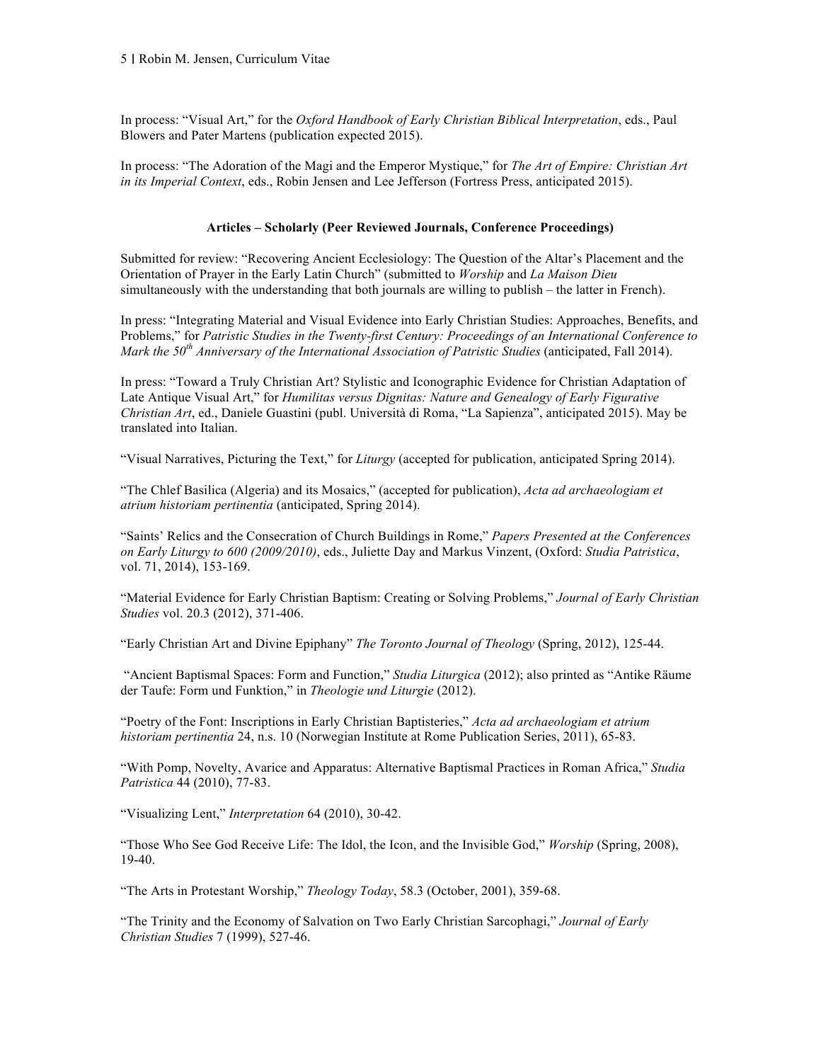In process: "Visual Art," for the *Oxford Handbook of Early Christian Biblical Interpretation*, eds., Paul Blowers and Pater Martens (publication expected 2015).

In process: "The Adoration of the Magi and the Emperor Mystique," for *The Art of Empire: Christian Art in its Imperial Context*, eds., Robin Jensen and Lee Jefferson (Fortress Press, anticipated 2015).

## Articles – Scholarly (Peer Reviewed Journals, Conference Proceedings)

Submitted for review: "Recovering Ancient Ecclesiology: The Question of the Altar's Placement and the Orientation of Prayer in the Early Latin Church" (submitted to *Worship* and *La Maison Dieu* simultaneously with the understanding that both journals are willing to publish – the latter in French).

In press: "Integrating Material and Visual Evidence into Early Christian Studies: Approaches, Benefits, and Problems," for *Patristic Studies in the Twenty-first Century: Proceedings of an International Conference to Mark the 50th Anniversary of the International Association of Patristic Studies* (anticipated, Fall 2014).

In press: "Toward a Truly Christian Art? Stylistic and Iconographic Evidence for Christian Adaptation of Late Antique Visual Art," for *Humilitas versus Dignitas: Nature and Genealogy of Early Figurative Christian Art*, ed., Daniele Guastini (publ. Università di Roma, "La Sapienza", anticipated 2015). May be translated into Italian.

"Visual Narratives, Picturing the Text," for *Liturgy* (accepted for publication, anticipated Spring 2014).

"The Chlef Basilica (Algeria) and its Mosaics," (accepted for publication), *Acta ad archaeologiam et atrium historiam pertinentia* (anticipated, Spring 2014).

"Saints' Relics and the Consecration of Church Buildings in Rome," *Papers Presented at the Conferences on Early Liturgy to 600 (2009/2010)*, eds., Juliette Day and Markus Vinzent, (Oxford: *Studia Patristica*, vol. 71, 2014), 153-169.

"Material Evidence for Early Christian Baptism: Creating or Solving Problems," *Journal of Early Christian Studies* vol. 20.3 (2012), 371-406.

"Early Christian Art and Divine Epiphany" *The Toronto Journal of Theology* (Spring, 2012), 125-44.

"Ancient Baptismal Spaces: Form and Function," *Studia Liturgica* (2012); also printed as "Antike Räume der Taufe: Form und Funktion," in *Theologie und Liturgie* (2012).

"Poetry of the Font: Inscriptions in Early Christian Baptisteries," *Acta ad archaeologiam et atrium historiam pertinentia* 24, n.s. 10 (Norwegian Institute at Rome Publication Series, 2011), 65-83.

"With Pomp, Novelty, Avarice and Apparatus: Alternative Baptismal Practices in Roman Africa," *Studia Patristica* 44 (2010), 77-83.

"Visualizing Lent," *Interpretation* 64 (2010), 30-42.

"Those Who See God Receive Life: The Idol, the Icon, and the Invisible God," *Worship* (Spring, 2008), 19-40.

"The Arts in Protestant Worship," *Theology Today*, 58.3 (October, 2001), 359-68.

"The Trinity and the Economy of Salvation on Two Early Christian Sarcophagi," *Journal of Early Christian Studies* 7 (1999), 527-46.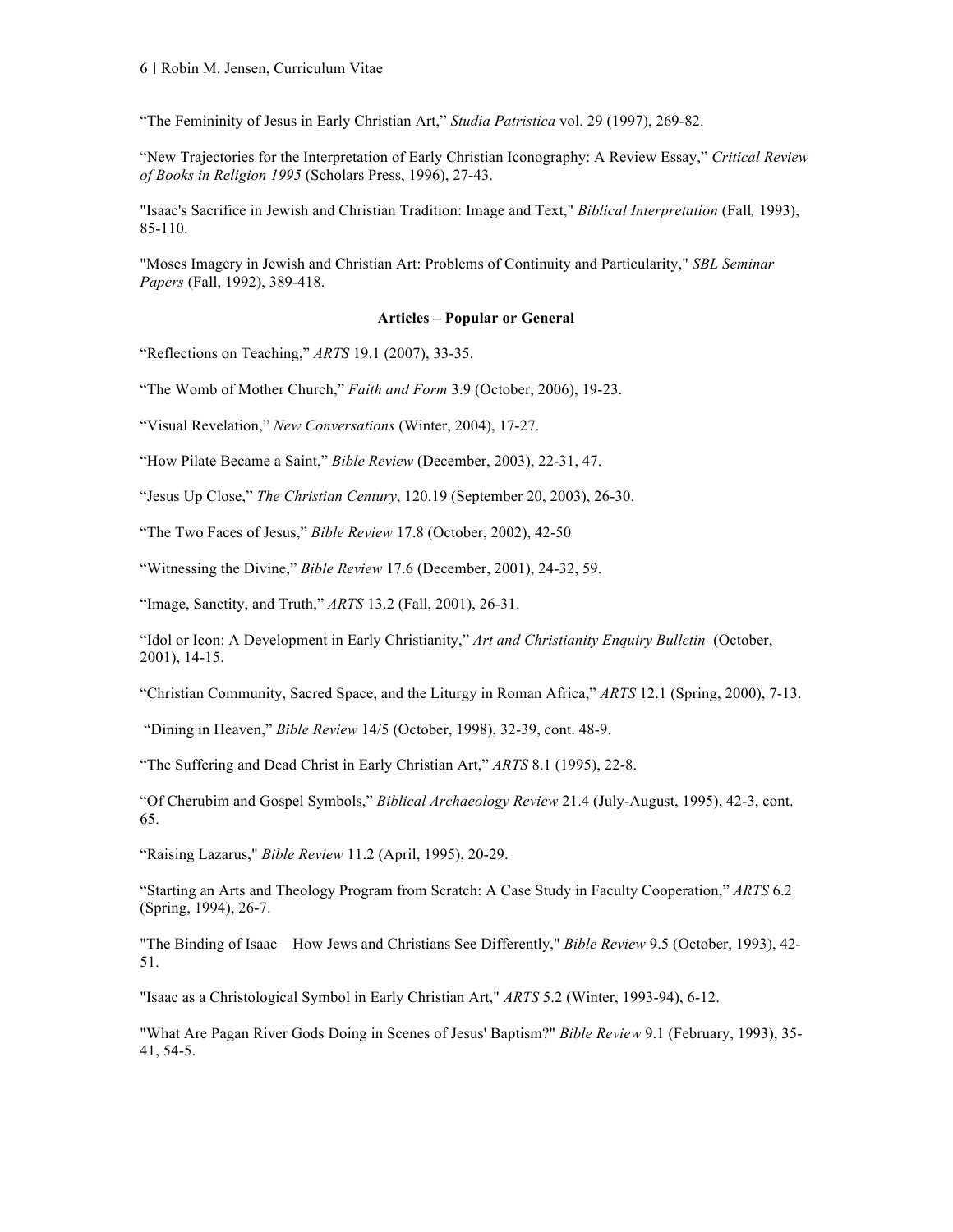“The Femininity of Jesus in Early Christian Art,” *Studia Patristica* vol. 29 (1997), 269-82.

“New Trajectories for the Interpretation of Early Christian Iconography: A Review Essay,” *Critical Review of Books in Religion 1995* (Scholars Press, 1996), 27-43.

"Isaac's Sacrifice in Jewish and Christian Tradition: Image and Text," *Biblical Interpretation* (Fall*,* 1993), 85-110.

"Moses Imagery in Jewish and Christian Art: Problems of Continuity and Particularity," *SBL Seminar Papers* (Fall, 1992), 389-418.

**Articles – Popular or General**

“Reflections on Teaching,” *ARTS* 19.1 (2007), 33-35.

“The Womb of Mother Church,” *Faith and Form* 3.9 (October, 2006), 19-23.

“Visual Revelation,” *New Conversations* (Winter, 2004), 17-27.

“How Pilate Became a Saint,” *Bible Review* (December, 2003), 22-31, 47.

“Jesus Up Close,” *The Christian Century*, 120.19 (September 20, 2003), 26-30.

“The Two Faces of Jesus,” *Bible Review* 17.8 (October, 2002), 42-50

“Witnessing the Divine,” *Bible Review* 17.6 (December, 2001), 24-32, 59.

“Image, Sanctity, and Truth,” *ARTS* 13.2 (Fall, 2001), 26-31.

“Idol or Icon: A Development in Early Christianity,” *Art and Christianity Enquiry Bulletin* (October, 2001), 14-15.

“Christian Community, Sacred Space, and the Liturgy in Roman Africa,” *ARTS* 12.1 (Spring, 2000), 7-13.

“Dining in Heaven,” *Bible Review* 14/5 (October, 1998), 32-39, cont. 48-9.

“The Suffering and Dead Christ in Early Christian Art,” *ARTS* 8.1 (1995), 22-8.

“Of Cherubim and Gospel Symbols,” *Biblical Archaeology Review* 21.4 (July-August, 1995), 42-3, cont. 65.

“Raising Lazarus," *Bible Review* 11.2 (April, 1995), 20-29.

“Starting an Arts and Theology Program from Scratch: A Case Study in Faculty Cooperation,” *ARTS* 6.2 (Spring, 1994), 26-7.

"The Binding of Isaac—How Jews and Christians See Differently," *Bible Review* 9.5 (October, 1993), 42-51.

"Isaac as a Christological Symbol in Early Christian Art," *ARTS* 5.2 (Winter, 1993-94), 6-12.

"What Are Pagan River Gods Doing in Scenes of Jesus' Baptism?" *Bible Review* 9.1 (February, 1993), 35-41, 54-5.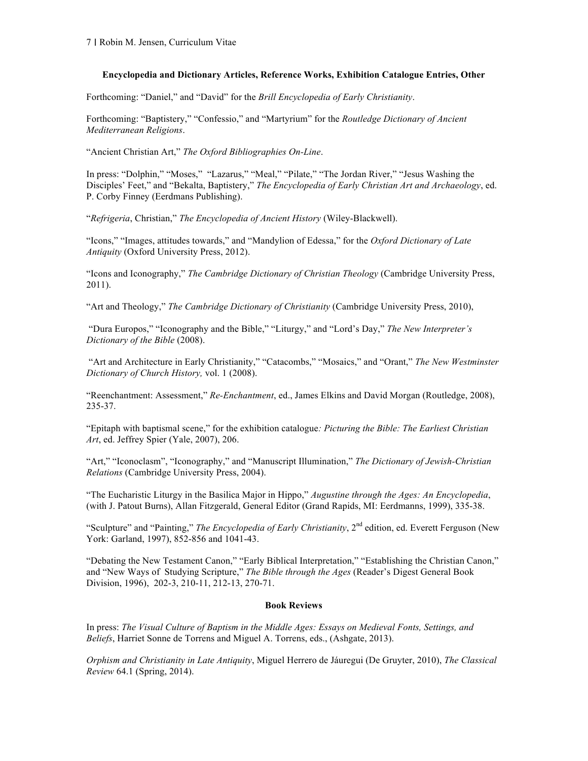**Encyclopedia and Dictionary Articles, Reference Works, Exhibition Catalogue Entries, Other**

Forthcoming: "Daniel," and "David" for the *Brill Encyclopedia of Early Christianity*.

Forthcoming: "Baptistery," "Confessio," and "Martyrium" for the *Routledge Dictionary of Ancient Mediterranean Religions*.

"Ancient Christian Art," *The Oxford Bibliographies On-Line*.

In press: "Dolphin," "Moses," "Lazarus," "Meal," "Pilate," "The Jordan River," "Jesus Washing the Disciples' Feet," and "Bekalta, Baptistery," *The Encyclopedia of Early Christian Art and Archaeology*, ed. P. Corby Finney (Eerdmans Publishing).

"*Refrigeria*, Christian," *The Encyclopedia of Ancient History* (Wiley-Blackwell).

"Icons," "Images, attitudes towards," and "Mandylion of Edessa," for the *Oxford Dictionary of Late Antiquity* (Oxford University Press, 2012).

"Icons and Iconography," *The Cambridge Dictionary of Christian Theology* (Cambridge University Press, 2011).

"Art and Theology," *The Cambridge Dictionary of Christianity* (Cambridge University Press, 2010),

"Dura Europos," "Iconography and the Bible," "Liturgy," and "Lord's Day," *The New Interpreter's Dictionary of the Bible* (2008).

"Art and Architecture in Early Christianity," "Catacombs," "Mosaics," and "Orant," *The New Westminster Dictionary of Church History,* vol. 1 (2008).

"Reenchantment: Assessment," *Re-Enchantment*, ed., James Elkins and David Morgan (Routledge, 2008), 235-37.

"Epitaph with baptismal scene," for the exhibition catalogue*: Picturing the Bible: The Earliest Christian Art*, ed. Jeffrey Spier (Yale, 2007), 206.

"Art," "Iconoclasm", "Iconography," and "Manuscript Illumination," *The Dictionary of Jewish-Christian Relations* (Cambridge University Press, 2004).

"The Eucharistic Liturgy in the Basilica Major in Hippo," *Augustine through the Ages: An Encyclopedia*, (with J. Patout Burns), Allan Fitzgerald, General Editor (Grand Rapids, MI: Eerdmanns, 1999), 335-38.

"Sculpture" and "Painting," *The Encyclopedia of Early Christianity*, 2nd edition, ed. Everett Ferguson (New York: Garland, 1997), 852-856 and 1041-43.

"Debating the New Testament Canon," "Early Biblical Interpretation," "Establishing the Christian Canon," and "New Ways of Studying Scripture," *The Bible through the Ages* (Reader's Digest General Book Division, 1996), 202-3, 210-11, 212-13, 270-71.

**Book Reviews**

In press: *The Visual Culture of Baptism in the Middle Ages: Essays on Medieval Fonts, Settings, and Beliefs*, Harriet Sonne de Torrens and Miguel A. Torrens, eds., (Ashgate, 2013).

*Orphism and Christianity in Late Antiquity*, Miguel Herrero de Jáuregui (De Gruyter, 2010), *The Classical Review* 64.1 (Spring, 2014).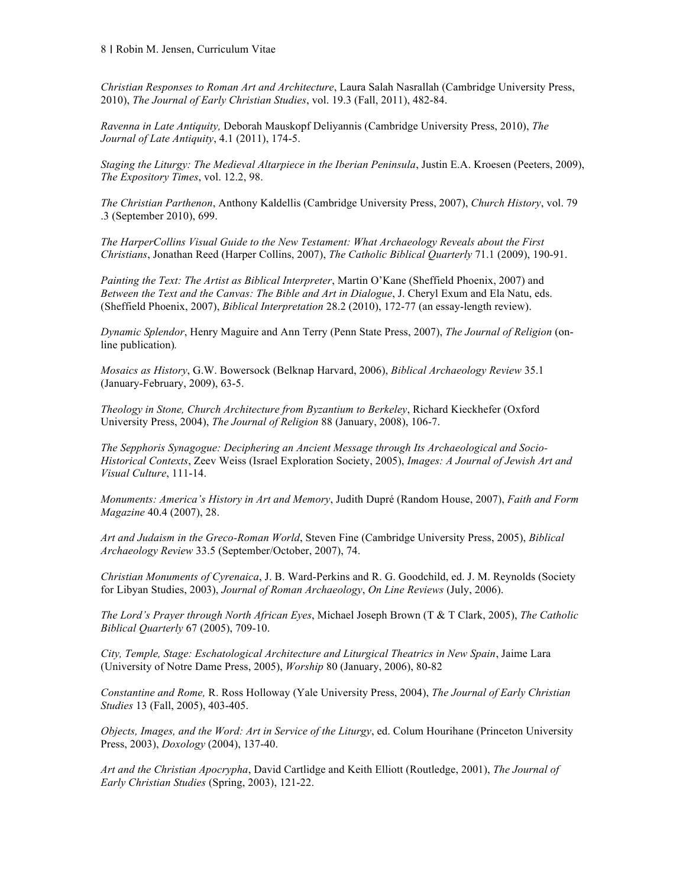*Christian Responses to Roman Art and Architecture*, Laura Salah Nasrallah (Cambridge University Press, 2010), *The Journal of Early Christian Studies*, vol. 19.3 (Fall, 2011), 482-84.

*Ravenna in Late Antiquity,* Deborah Mauskopf Deliyannis (Cambridge University Press, 2010), *The Journal of Late Antiquity*, 4.1 (2011), 174-5.

*Staging the Liturgy: The Medieval Altarpiece in the Iberian Peninsula*, Justin E.A. Kroesen (Peeters, 2009), *The Expository Times*, vol. 12.2, 98.

*The Christian Parthenon*, Anthony Kaldellis (Cambridge University Press, 2007), *Church History*, vol. 79 .3 (September 2010), 699.

*The HarperCollins Visual Guide to the New Testament: What Archaeology Reveals about the First Christians*, Jonathan Reed (Harper Collins, 2007), *The Catholic Biblical Quarterly* 71.1 (2009), 190-91.

*Painting the Text: The Artist as Biblical Interpreter*, Martin O'Kane (Sheffield Phoenix, 2007) and *Between the Text and the Canvas: The Bible and Art in Dialogue*, J. Cheryl Exum and Ela Natu, eds. (Sheffield Phoenix, 2007), *Biblical Interpretation* 28.2 (2010), 172-77 (an essay-length review).

*Dynamic Splendor*, Henry Maguire and Ann Terry (Penn State Press, 2007), *The Journal of Religion* (on-line publication).

*Mosaics as History*, G.W. Bowersock (Belknap Harvard, 2006), *Biblical Archaeology Review* 35.1 (January-February, 2009), 63-5.

*Theology in Stone, Church Architecture from Byzantium to Berkeley*, Richard Kieckhefer (Oxford University Press, 2004), *The Journal of Religion* 88 (January, 2008), 106-7.

*The Sepphoris Synagogue: Deciphering an Ancient Message through Its Archaeological and Socio-Historical Contexts*, Zeev Weiss (Israel Exploration Society, 2005), *Images: A Journal of Jewish Art and Visual Culture*, 111-14.

*Monuments: America's History in Art and Memory*, Judith Dupré (Random House, 2007), *Faith and Form Magazine* 40.4 (2007), 28.

*Art and Judaism in the Greco-Roman World*, Steven Fine (Cambridge University Press, 2005), *Biblical Archaeology Review* 33.5 (September/October, 2007), 74.

*Christian Monuments of Cyrenaica*, J. B. Ward-Perkins and R. G. Goodchild, ed. J. M. Reynolds (Society for Libyan Studies, 2003), *Journal of Roman Archaeology*, *On Line Reviews* (July, 2006).

*The Lord's Prayer through North African Eyes*, Michael Joseph Brown (T & T Clark, 2005), *The Catholic Biblical Quarterly* 67 (2005), 709-10.

*City, Temple, Stage: Eschatological Architecture and Liturgical Theatrics in New Spain*, Jaime Lara (University of Notre Dame Press, 2005), *Worship* 80 (January, 2006), 80-82

*Constantine and Rome,* R. Ross Holloway (Yale University Press, 2004), *The Journal of Early Christian Studies* 13 (Fall, 2005), 403-405.

*Objects, Images, and the Word: Art in Service of the Liturgy*, ed. Colum Hourihane (Princeton University Press, 2003), *Doxology* (2004), 137-40.

*Art and the Christian Apocrypha*, David Cartlidge and Keith Elliott (Routledge, 2001), *The Journal of Early Christian Studies* (Spring, 2003), 121-22.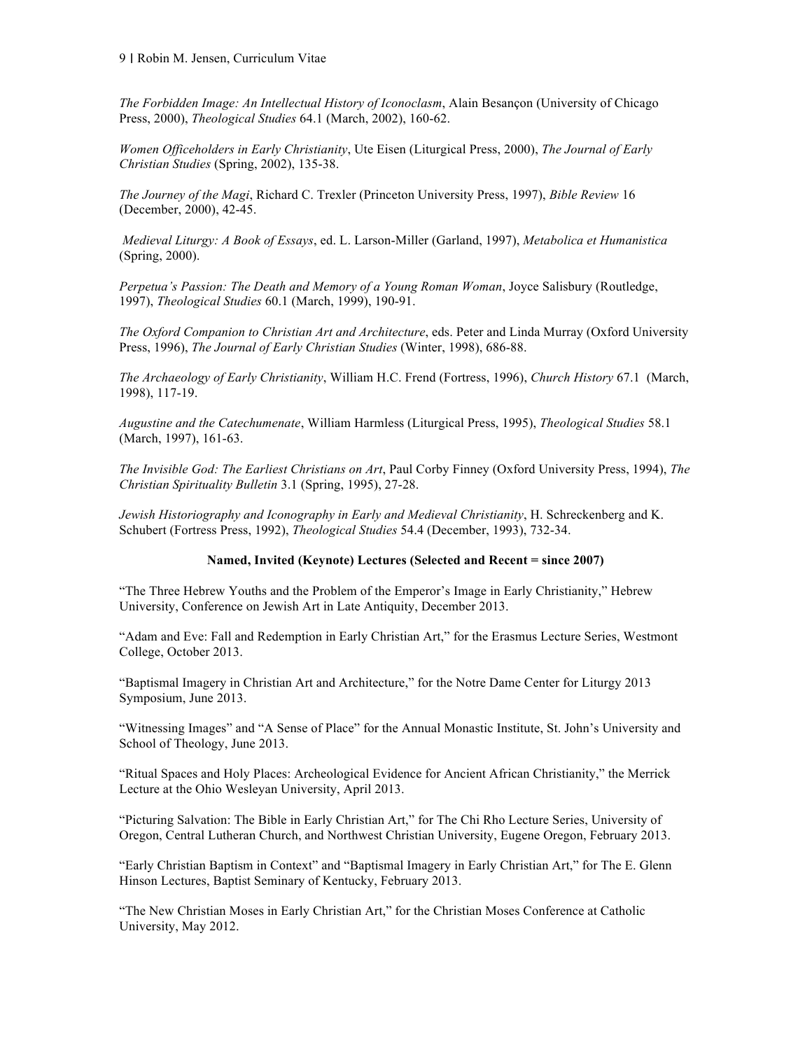*The Forbidden Image: An Intellectual History of Iconoclasm*, Alain Besançon (University of Chicago Press, 2000), *Theological Studies* 64.1 (March, 2002), 160-62.

*Women Officeholders in Early Christianity*, Ute Eisen (Liturgical Press, 2000), *The Journal of Early Christian Studies* (Spring, 2002), 135-38.

*The Journey of the Magi*, Richard C. Trexler (Princeton University Press, 1997), *Bible Review* 16 (December, 2000), 42-45.

*Medieval Liturgy: A Book of Essays*, ed. L. Larson-Miller (Garland, 1997), *Metabolica et Humanistica* (Spring, 2000).

*Perpetua's Passion: The Death and Memory of a Young Roman Woman*, Joyce Salisbury (Routledge, 1997), *Theological Studies* 60.1 (March, 1999), 190-91.

*The Oxford Companion to Christian Art and Architecture*, eds. Peter and Linda Murray (Oxford University Press, 1996), *The Journal of Early Christian Studies* (Winter, 1998), 686-88.

*The Archaeology of Early Christianity*, William H.C. Frend (Fortress, 1996), *Church History* 67.1 (March, 1998), 117-19.

*Augustine and the Catechumenate*, William Harmless (Liturgical Press, 1995), *Theological Studies* 58.1 (March, 1997), 161-63.

*The Invisible God: The Earliest Christians on Art*, Paul Corby Finney (Oxford University Press, 1994), *The Christian Spirituality Bulletin* 3.1 (Spring, 1995), 27-28.

*Jewish Historiography and Iconography in Early and Medieval Christianity*, H. Schreckenberg and K. Schubert (Fortress Press, 1992), *Theological Studies* 54.4 (December, 1993), 732-34.

**Named, Invited (Keynote) Lectures (Selected and Recent = since 2007)**

"The Three Hebrew Youths and the Problem of the Emperor's Image in Early Christianity," Hebrew University, Conference on Jewish Art in Late Antiquity, December 2013.

"Adam and Eve: Fall and Redemption in Early Christian Art," for the Erasmus Lecture Series, Westmont College, October 2013.

"Baptismal Imagery in Christian Art and Architecture," for the Notre Dame Center for Liturgy 2013 Symposium, June 2013.

"Witnessing Images" and "A Sense of Place" for the Annual Monastic Institute, St. John's University and School of Theology, June 2013.

"Ritual Spaces and Holy Places: Archeological Evidence for Ancient African Christianity," the Merrick Lecture at the Ohio Wesleyan University, April 2013.

"Picturing Salvation: The Bible in Early Christian Art," for The Chi Rho Lecture Series, University of Oregon, Central Lutheran Church, and Northwest Christian University, Eugene Oregon, February 2013.

"Early Christian Baptism in Context" and "Baptismal Imagery in Early Christian Art," for The E. Glenn Hinson Lectures, Baptist Seminary of Kentucky, February 2013.

"The New Christian Moses in Early Christian Art," for the Christian Moses Conference at Catholic University, May 2012.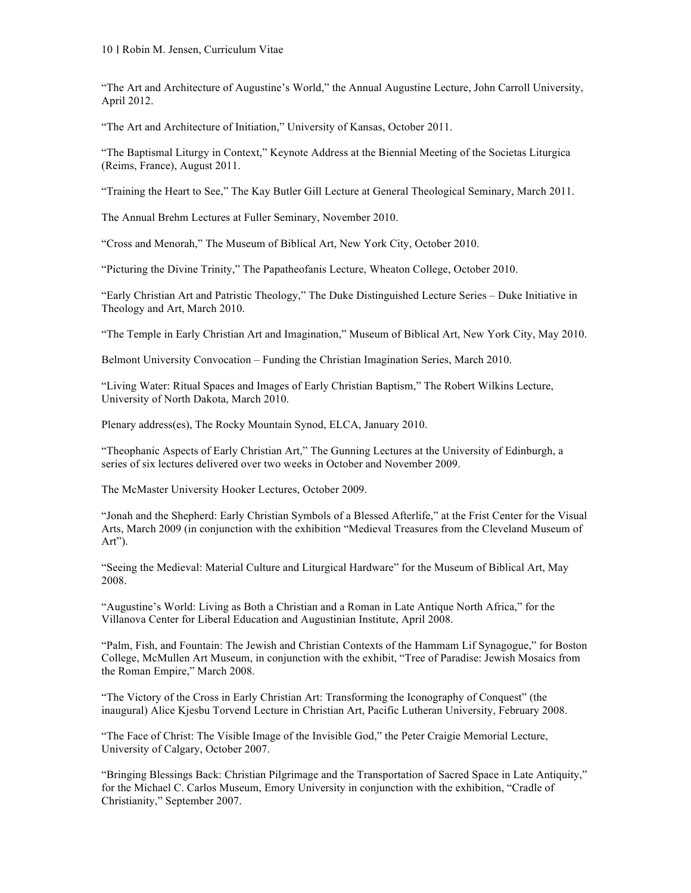"The Art and Architecture of Augustine's World," the Annual Augustine Lecture, John Carroll University, April 2012.

"The Art and Architecture of Initiation," University of Kansas, October 2011.

"The Baptismal Liturgy in Context," Keynote Address at the Biennial Meeting of the Societas Liturgica (Reims, France), August 2011.

"Training the Heart to See," The Kay Butler Gill Lecture at General Theological Seminary, March 2011.

The Annual Brehm Lectures at Fuller Seminary, November 2010.

"Cross and Menorah," The Museum of Biblical Art, New York City, October 2010.

"Picturing the Divine Trinity," The Papatheofanis Lecture, Wheaton College, October 2010.

"Early Christian Art and Patristic Theology," The Duke Distinguished Lecture Series – Duke Initiative in Theology and Art, March 2010.

"The Temple in Early Christian Art and Imagination," Museum of Biblical Art, New York City, May 2010.

Belmont University Convocation – Funding the Christian Imagination Series, March 2010.

"Living Water: Ritual Spaces and Images of Early Christian Baptism," The Robert Wilkins Lecture, University of North Dakota, March 2010.

Plenary address(es), The Rocky Mountain Synod, ELCA, January 2010.

"Theophanic Aspects of Early Christian Art," The Gunning Lectures at the University of Edinburgh, a series of six lectures delivered over two weeks in October and November 2009.

The McMaster University Hooker Lectures, October 2009.

"Jonah and the Shepherd: Early Christian Symbols of a Blessed Afterlife," at the Frist Center for the Visual Arts, March 2009 (in conjunction with the exhibition "Medieval Treasures from the Cleveland Museum of Art").

"Seeing the Medieval: Material Culture and Liturgical Hardware" for the Museum of Biblical Art, May 2008.

"Augustine's World: Living as Both a Christian and a Roman in Late Antique North Africa," for the Villanova Center for Liberal Education and Augustinian Institute, April 2008.

"Palm, Fish, and Fountain: The Jewish and Christian Contexts of the Hammam Lif Synagogue," for Boston College, McMullen Art Museum, in conjunction with the exhibit, "Tree of Paradise: Jewish Mosaics from the Roman Empire," March 2008.

"The Victory of the Cross in Early Christian Art: Transforming the Iconography of Conquest" (the inaugural) Alice Kjesbu Torvend Lecture in Christian Art, Pacific Lutheran University, February 2008.

"The Face of Christ: The Visible Image of the Invisible God," the Peter Craigie Memorial Lecture, University of Calgary, October 2007.

"Bringing Blessings Back: Christian Pilgrimage and the Transportation of Sacred Space in Late Antiquity," for the Michael C. Carlos Museum, Emory University in conjunction with the exhibition, "Cradle of Christianity," September 2007.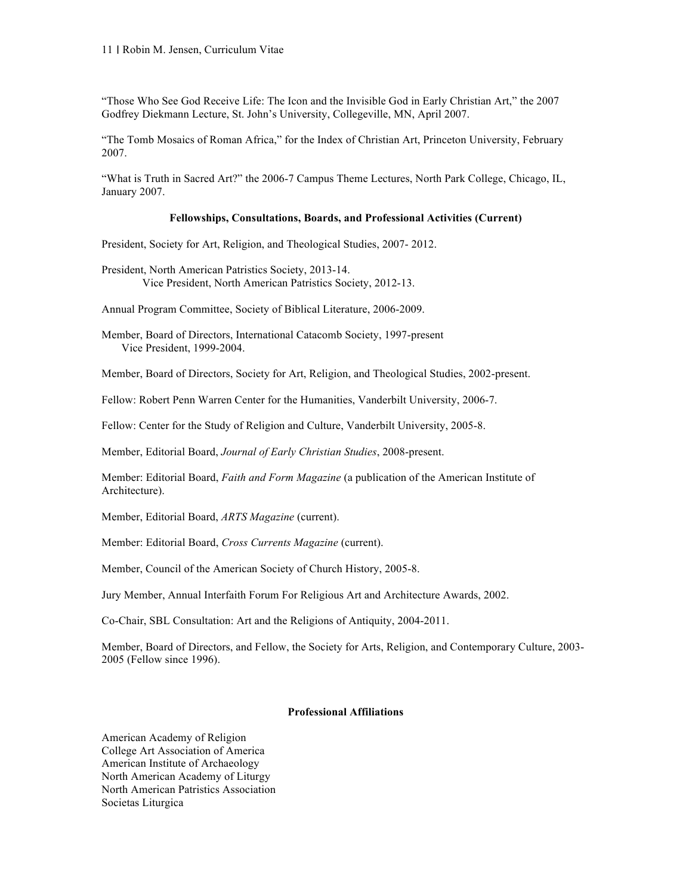"Those Who See God Receive Life: The Icon and the Invisible God in Early Christian Art," the 2007 Godfrey Diekmann Lecture, St. John's University, Collegeville, MN, April 2007.

"The Tomb Mosaics of Roman Africa," for the Index of Christian Art, Princeton University, February 2007.

"What is Truth in Sacred Art?" the 2006-7 Campus Theme Lectures, North Park College, Chicago, IL, January 2007.

**Fellowships, Consultations, Boards, and Professional Activities (Current)**

President, Society for Art, Religion, and Theological Studies, 2007- 2012.

President, North American Patristics Society, 2013-14.
    Vice President, North American Patristics Society, 2012-13.

Annual Program Committee, Society of Biblical Literature, 2006-2009.

Member, Board of Directors, International Catacomb Society, 1997-present
    Vice President, 1999-2004.

Member, Board of Directors, Society for Art, Religion, and Theological Studies, 2002-present.

Fellow: Robert Penn Warren Center for the Humanities, Vanderbilt University, 2006-7.

Fellow: Center for the Study of Religion and Culture, Vanderbilt University, 2005-8.

Member, Editorial Board, *Journal of Early Christian Studies*, 2008-present.

Member: Editorial Board, *Faith and Form Magazine* (a publication of the American Institute of Architecture).

Member, Editorial Board, *ARTS Magazine* (current).

Member: Editorial Board, *Cross Currents Magazine* (current).

Member, Council of the American Society of Church History, 2005-8.

Jury Member, Annual Interfaith Forum For Religious Art and Architecture Awards, 2002.

Co-Chair, SBL Consultation: Art and the Religions of Antiquity, 2004-2011.

Member, Board of Directors, and Fellow, the Society for Arts, Religion, and Contemporary Culture, 2003-2005 (Fellow since 1996).

**Professional Affiliations**

American Academy of Religion
College Art Association of America
American Institute of Archaeology
North American Academy of Liturgy
North American Patristics Association
Societas Liturgica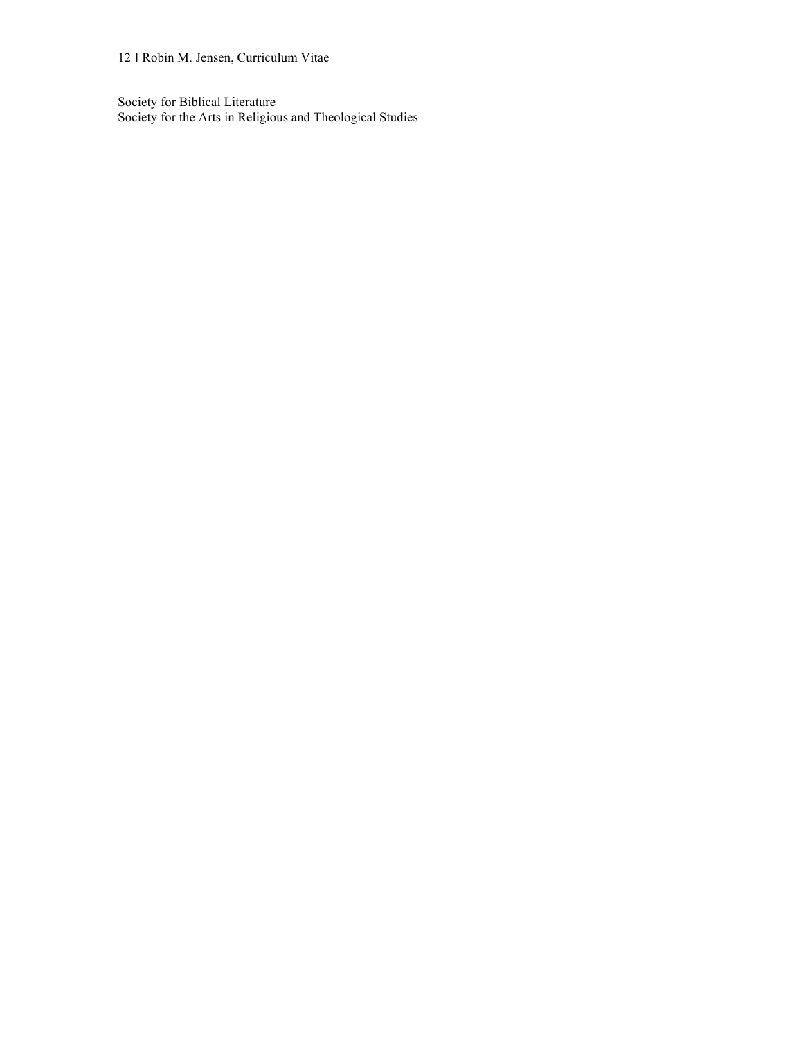Society for Biblical Literature
Society for the Arts in Religious and Theological Studies